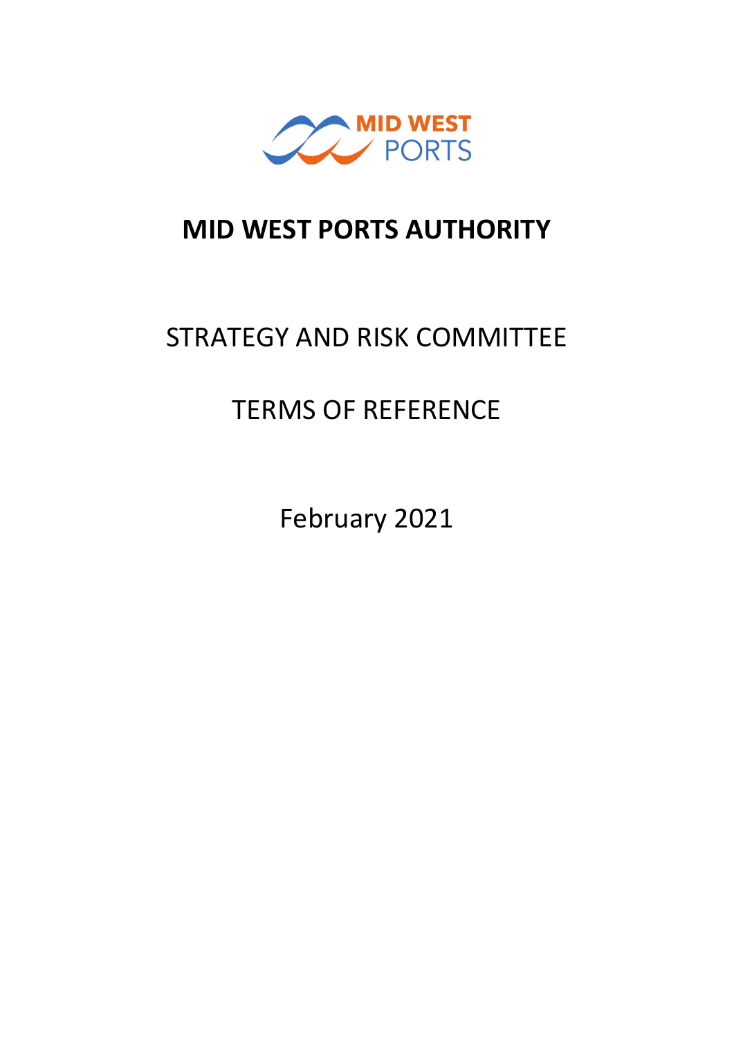MID WEST PORTS

# MID WEST PORTS AUTHORITY

## STRATEGY AND RISK COMMITTEE

## TERMS OF REFERENCE

February 2021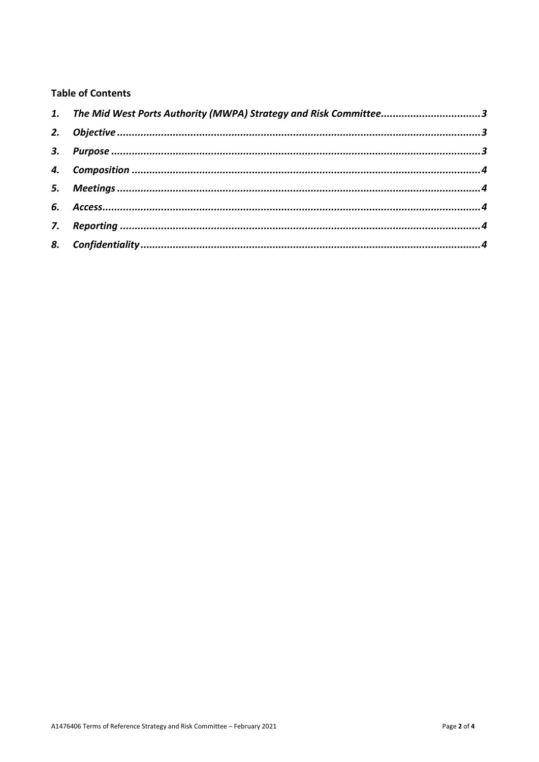**Table of Contents**

| | | |
|---|---|---|
| ***1.*** | ***The Mid West Ports Authority (MWPA) Strategy and Risk Committee*** | ***3*** |
| ***2.*** | ***Objective*** | ***3*** |
| ***3.*** | ***Purpose*** | ***3*** |
| ***4.*** | ***Composition*** | ***4*** |
| ***5.*** | ***Meetings*** | ***4*** |
| ***6.*** | ***Access*** | ***4*** |
| ***7.*** | ***Reporting*** | ***4*** |
| ***8.*** | ***Confidentiality*** | ***4*** |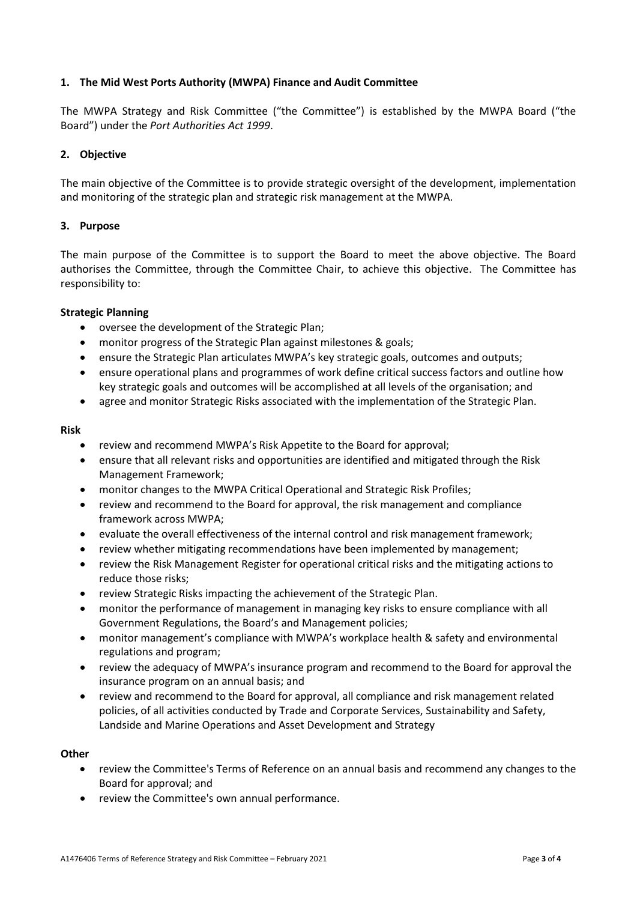## 1. The Mid West Ports Authority (MWPA) Finance and Audit Committee

The MWPA Strategy and Risk Committee ("the Committee") is established by the MWPA Board ("the Board") under the *Port Authorities Act 1999*.

## 2. Objective

The main objective of the Committee is to provide strategic oversight of the development, implementation and monitoring of the strategic plan and strategic risk management at the MWPA.

## 3. Purpose

The main purpose of the Committee is to support the Board to meet the above objective. The Board authorises the Committee, through the Committee Chair, to achieve this objective. The Committee has responsibility to:

**Strategic Planning**

- oversee the development of the Strategic Plan;
- monitor progress of the Strategic Plan against milestones & goals;
- ensure the Strategic Plan articulates MWPA's key strategic goals, outcomes and outputs;
- ensure operational plans and programmes of work define critical success factors and outline how key strategic goals and outcomes will be accomplished at all levels of the organisation; and
- agree and monitor Strategic Risks associated with the implementation of the Strategic Plan.

**Risk**

- review and recommend MWPA's Risk Appetite to the Board for approval;
- ensure that all relevant risks and opportunities are identified and mitigated through the Risk Management Framework;
- monitor changes to the MWPA Critical Operational and Strategic Risk Profiles;
- review and recommend to the Board for approval, the risk management and compliance framework across MWPA;
- evaluate the overall effectiveness of the internal control and risk management framework;
- review whether mitigating recommendations have been implemented by management;
- review the Risk Management Register for operational critical risks and the mitigating actions to reduce those risks;
- review Strategic Risks impacting the achievement of the Strategic Plan.
- monitor the performance of management in managing key risks to ensure compliance with all Government Regulations, the Board's and Management policies;
- monitor management's compliance with MWPA's workplace health & safety and environmental regulations and program;
- review the adequacy of MWPA's insurance program and recommend to the Board for approval the insurance program on an annual basis; and
- review and recommend to the Board for approval, all compliance and risk management related policies, of all activities conducted by Trade and Corporate Services, Sustainability and Safety, Landside and Marine Operations and Asset Development and Strategy

**Other**

- review the Committee's Terms of Reference on an annual basis and recommend any changes to the Board for approval; and
- review the Committee's own annual performance.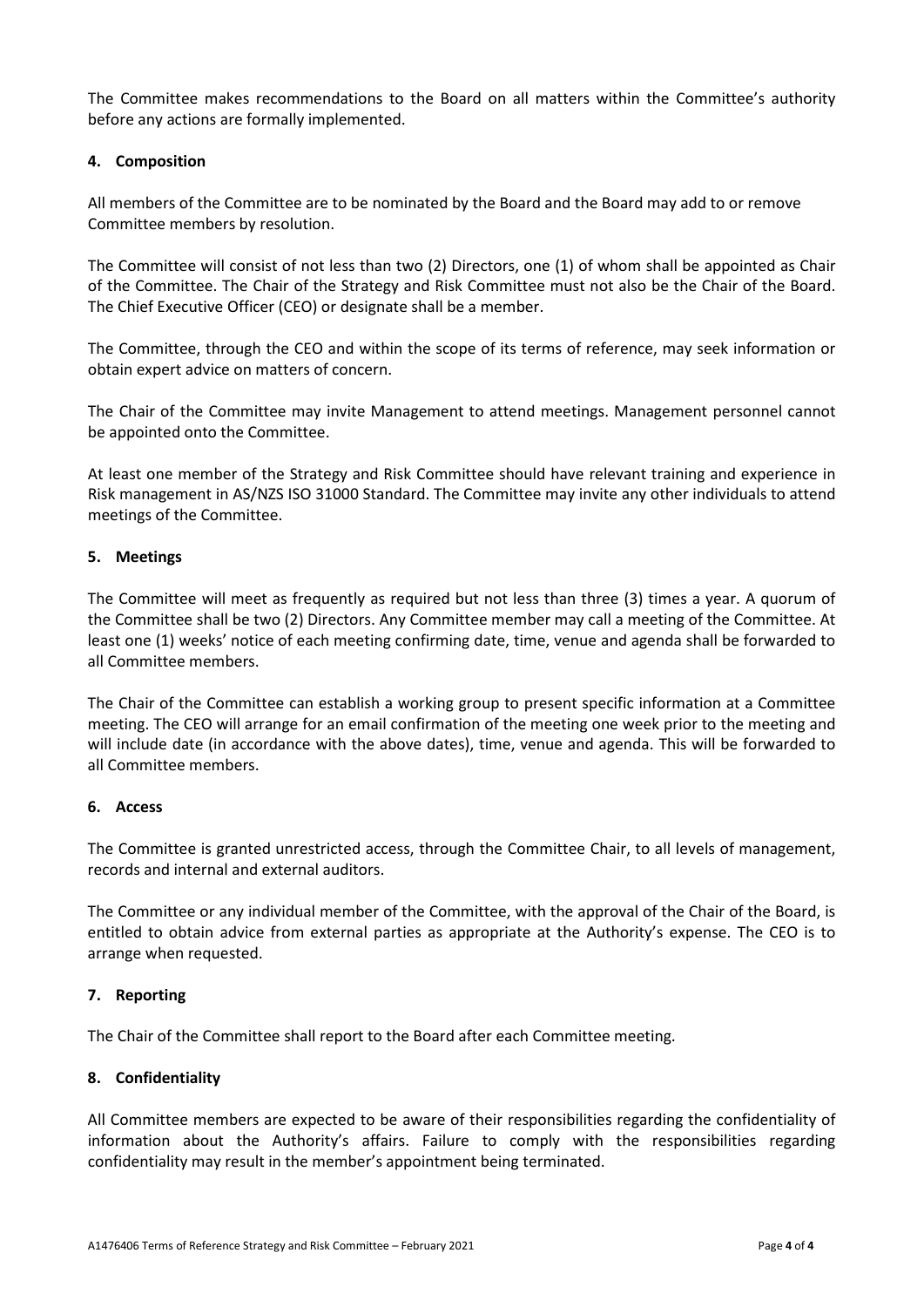The Committee makes recommendations to the Board on all matters within the Committee's authority before any actions are formally implemented.

## 4. Composition

All members of the Committee are to be nominated by the Board and the Board may add to or remove Committee members by resolution.

The Committee will consist of not less than two (2) Directors, one (1) of whom shall be appointed as Chair of the Committee. The Chair of the Strategy and Risk Committee must not also be the Chair of the Board. The Chief Executive Officer (CEO) or designate shall be a member.

The Committee, through the CEO and within the scope of its terms of reference, may seek information or obtain expert advice on matters of concern.

The Chair of the Committee may invite Management to attend meetings. Management personnel cannot be appointed onto the Committee.

At least one member of the Strategy and Risk Committee should have relevant training and experience in Risk management in AS/NZS ISO 31000 Standard. The Committee may invite any other individuals to attend meetings of the Committee.

## 5. Meetings

The Committee will meet as frequently as required but not less than three (3) times a year. A quorum of the Committee shall be two (2) Directors. Any Committee member may call a meeting of the Committee. At least one (1) weeks' notice of each meeting confirming date, time, venue and agenda shall be forwarded to all Committee members.

The Chair of the Committee can establish a working group to present specific information at a Committee meeting. The CEO will arrange for an email confirmation of the meeting one week prior to the meeting and will include date (in accordance with the above dates), time, venue and agenda. This will be forwarded to all Committee members.

## 6. Access

The Committee is granted unrestricted access, through the Committee Chair, to all levels of management, records and internal and external auditors.

The Committee or any individual member of the Committee, with the approval of the Chair of the Board, is entitled to obtain advice from external parties as appropriate at the Authority's expense. The CEO is to arrange when requested.

## 7. Reporting

The Chair of the Committee shall report to the Board after each Committee meeting.

## 8. Confidentiality

All Committee members are expected to be aware of their responsibilities regarding the confidentiality of information about the Authority's affairs. Failure to comply with the responsibilities regarding confidentiality may result in the member's appointment being terminated.